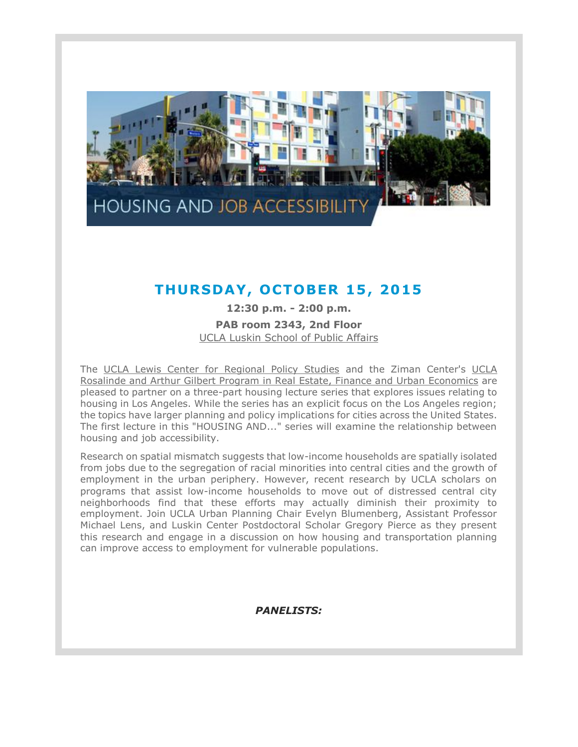# HOUSING AND JOB ACCESSIBILITY

## THURSDAY, OCTOBER 15, 2015

**12:30 p.m. - 2:00 p.m.**

**PAB room 2343, 2nd Floor**

UCLA Luskin School of Public Affairs

The UCLA Lewis Center for Regional Policy Studies and the Ziman Center's UCLA Rosalinde and Arthur Gilbert Program in Real Estate, Finance and Urban Economics are pleased to partner on a three-part housing lecture series that explores issues relating to housing in Los Angeles. While the series has an explicit focus on the Los Angeles region; the topics have larger planning and policy implications for cities across the United States. The first lecture in this "HOUSING AND..." series will examine the relationship between housing and job accessibility.

Research on spatial mismatch suggests that low-income households are spatially isolated from jobs due to the segregation of racial minorities into central cities and the growth of employment in the urban periphery. However, recent research by UCLA scholars on programs that assist low-income households to move out of distressed central city neighborhoods find that these efforts may actually diminish their proximity to employment. Join UCLA Urban Planning Chair Evelyn Blumenberg, Assistant Professor Michael Lens, and Luskin Center Postdoctoral Scholar Gregory Pierce as they present this research and engage in a discussion on how housing and transportation planning can improve access to employment for vulnerable populations.

***PANELISTS:***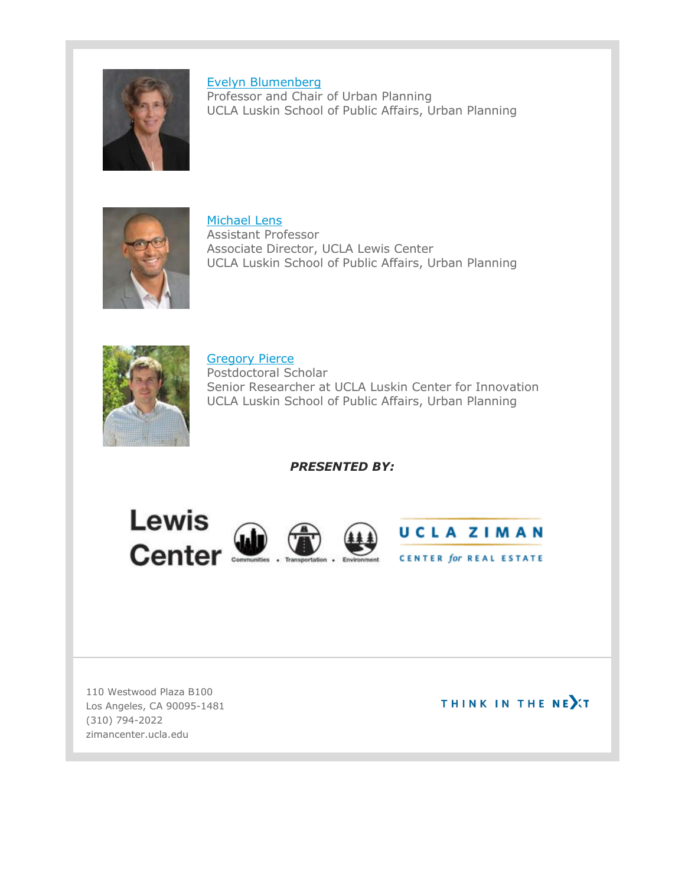[Evelyn Blumenberg]
Professor and Chair of Urban Planning
UCLA Luskin School of Public Affairs, Urban Planning

[Michael Lens]
Assistant Professor
Associate Director, UCLA Lewis Center
UCLA Luskin School of Public Affairs, Urban Planning

[Gregory Pierce]
Postdoctoral Scholar
Senior Researcher at UCLA Luskin Center for Innovation
UCLA Luskin School of Public Affairs, Urban Planning

***PRESENTED BY:***

Lewis Center
Communities • Transportation • Environment

UCLA ZIMAN
CENTER *for* REAL ESTATE

110 Westwood Plaza B100
Los Angeles, CA 90095-1481
(310) 794-2022
zimancenter.ucla.edu

THINK IN THE NEXT